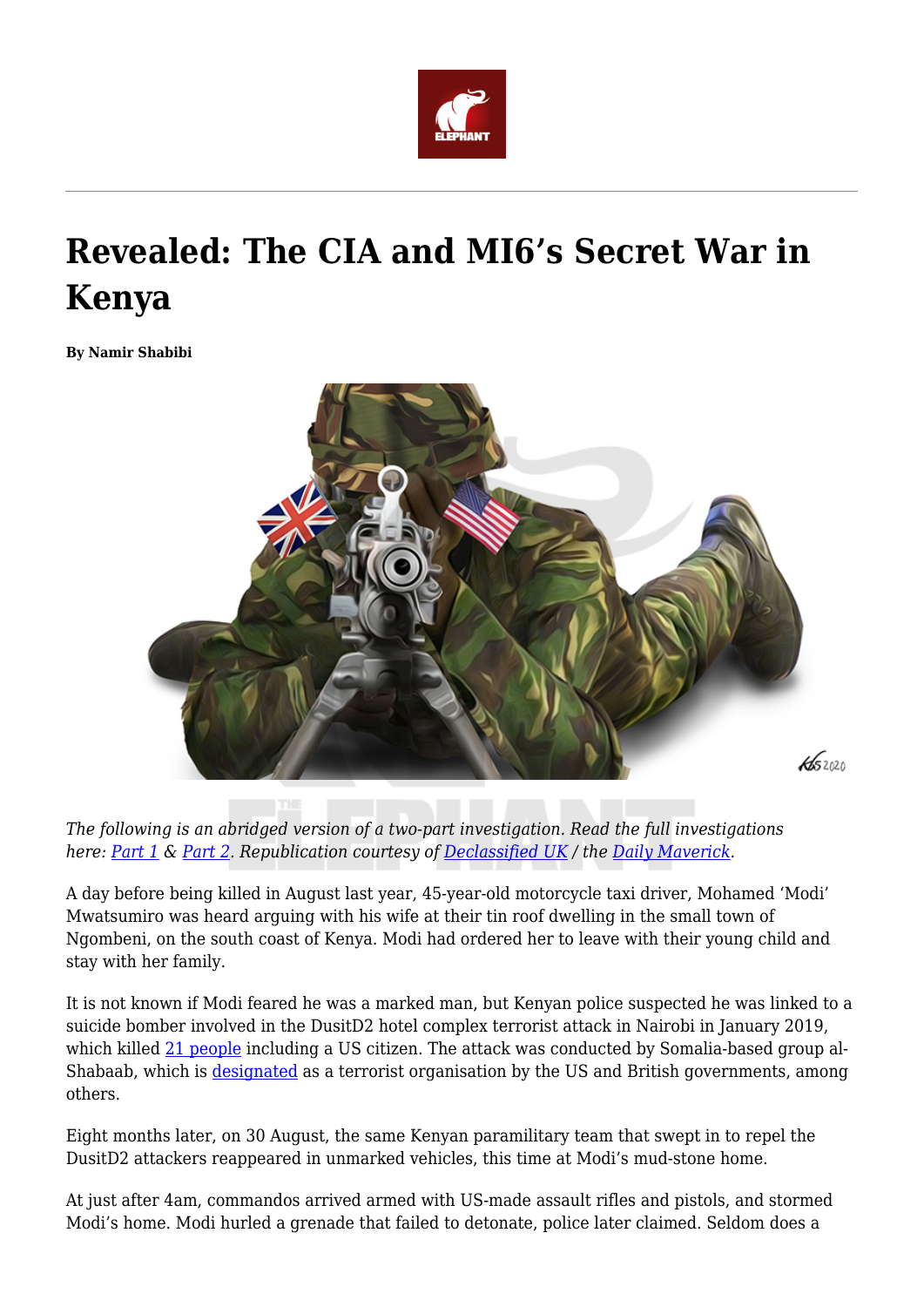# Revealed: The CIA and MI6's Secret War in Kenya

**By Namir Shabibi**

*The following is an abridged version of a two-part investigation. Read the full investigations here: Part 1 & Part 2. Republication courtesy of Declassified UK / the Daily Maverick.*

A day before being killed in August last year, 45-year-old motorcycle taxi driver, Mohamed 'Modi' Mwatsumiro was heard arguing with his wife at their tin roof dwelling in the small town of Ngombeni, on the south coast of Kenya. Modi had ordered her to leave with their young child and stay with her family.

It is not known if Modi feared he was a marked man, but Kenyan police suspected he was linked to a suicide bomber involved in the DusitD2 hotel complex terrorist attack in Nairobi in January 2019, which killed 21 people including a US citizen. The attack was conducted by Somalia-based group al-Shabaab, which is designated as a terrorist organisation by the US and British governments, among others.

Eight months later, on 30 August, the same Kenyan paramilitary team that swept in to repel the DusitD2 attackers reappeared in unmarked vehicles, this time at Modi's mud-stone home.

At just after 4am, commandos arrived armed with US-made assault rifles and pistols, and stormed Modi's home. Modi hurled a grenade that failed to detonate, police later claimed. Seldom does a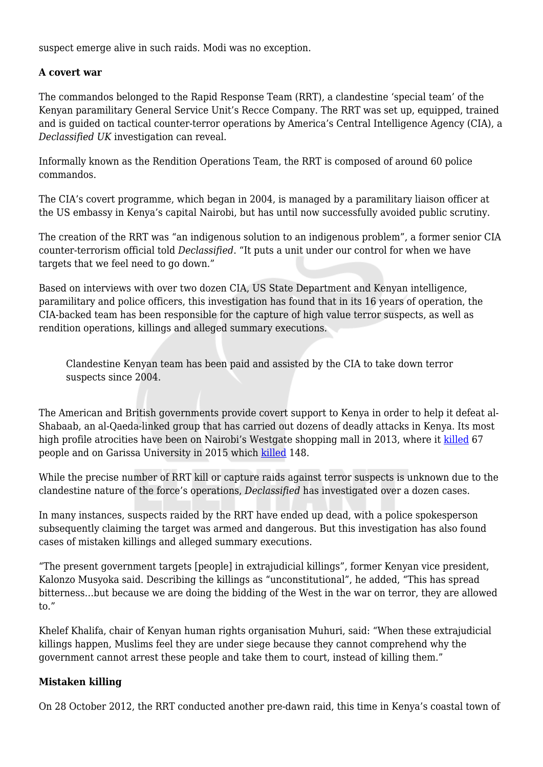suspect emerge alive in such raids. Modi was no exception.

**A covert war**

The commandos belonged to the Rapid Response Team (RRT), a clandestine 'special team' of the Kenyan paramilitary General Service Unit's Recce Company. The RRT was set up, equipped, trained and is guided on tactical counter-terror operations by America's Central Intelligence Agency (CIA), a *Declassified UK* investigation can reveal.

Informally known as the Rendition Operations Team, the RRT is composed of around 60 police commandos.

The CIA's covert programme, which began in 2004, is managed by a paramilitary liaison officer at the US embassy in Kenya's capital Nairobi, but has until now successfully avoided public scrutiny.

The creation of the RRT was "an indigenous solution to an indigenous problem", a former senior CIA counter-terrorism official told *Declassified*. "It puts a unit under our control for when we have targets that we feel need to go down."

Based on interviews with over two dozen CIA, US State Department and Kenyan intelligence, paramilitary and police officers, this investigation has found that in its 16 years of operation, the CIA-backed team has been responsible for the capture of high value terror suspects, as well as rendition operations, killings and alleged summary executions.

> Clandestine Kenyan team has been paid and assisted by the CIA to take down terror suspects since 2004.

The American and British governments provide covert support to Kenya in order to help it defeat al-Shabaab, an al-Qaeda-linked group that has carried out dozens of deadly attacks in Kenya. Its most high profile atrocities have been on Nairobi's Westgate shopping mall in 2013, where it killed 67 people and on Garissa University in 2015 which killed 148.

While the precise number of RRT kill or capture raids against terror suspects is unknown due to the clandestine nature of the force's operations, *Declassified* has investigated over a dozen cases.

In many instances, suspects raided by the RRT have ended up dead, with a police spokesperson subsequently claiming the target was armed and dangerous. But this investigation has also found cases of mistaken killings and alleged summary executions.

"The present government targets [people] in extrajudicial killings", former Kenyan vice president, Kalonzo Musyoka said. Describing the killings as "unconstitutional", he added, "This has spread bitterness…but because we are doing the bidding of the West in the war on terror, they are allowed to."

Khelef Khalifa, chair of Kenyan human rights organisation Muhuri, said: "When these extrajudicial killings happen, Muslims feel they are under siege because they cannot comprehend why the government cannot arrest these people and take them to court, instead of killing them."

**Mistaken killing**

On 28 October 2012, the RRT conducted another pre-dawn raid, this time in Kenya's coastal town of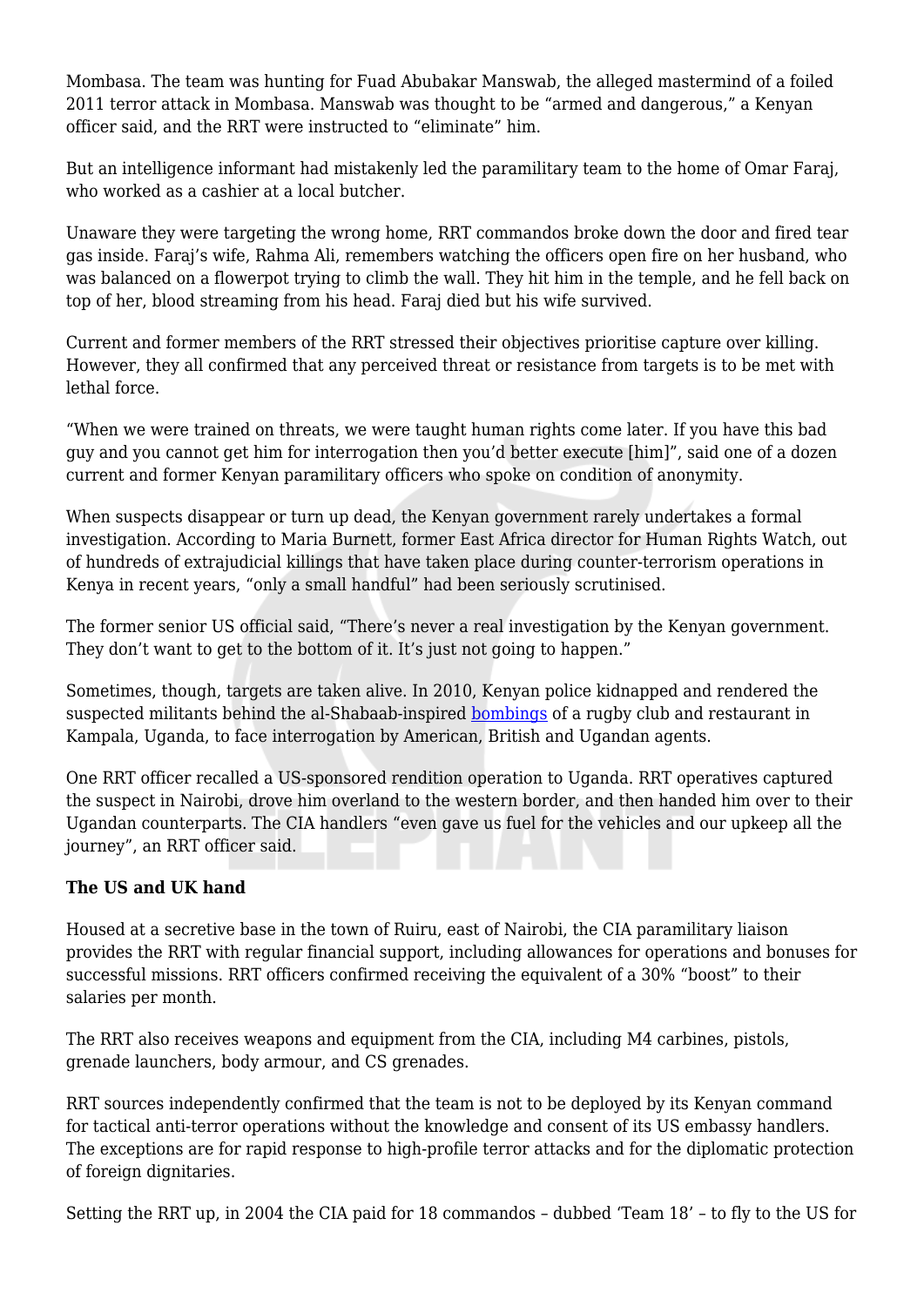Mombasa. The team was hunting for Fuad Abubakar Manswab, the alleged mastermind of a foiled 2011 terror attack in Mombasa. Manswab was thought to be "armed and dangerous," a Kenyan officer said, and the RRT were instructed to "eliminate" him.

But an intelligence informant had mistakenly led the paramilitary team to the home of Omar Faraj, who worked as a cashier at a local butcher.

Unaware they were targeting the wrong home, RRT commandos broke down the door and fired tear gas inside. Faraj's wife, Rahma Ali, remembers watching the officers open fire on her husband, who was balanced on a flowerpot trying to climb the wall. They hit him in the temple, and he fell back on top of her, blood streaming from his head. Faraj died but his wife survived.

Current and former members of the RRT stressed their objectives prioritise capture over killing. However, they all confirmed that any perceived threat or resistance from targets is to be met with lethal force.

"When we were trained on threats, we were taught human rights come later. If you have this bad guy and you cannot get him for interrogation then you'd better execute [him]", said one of a dozen current and former Kenyan paramilitary officers who spoke on condition of anonymity.

When suspects disappear or turn up dead, the Kenyan government rarely undertakes a formal investigation. According to Maria Burnett, former East Africa director for Human Rights Watch, out of hundreds of extrajudicial killings that have taken place during counter-terrorism operations in Kenya in recent years, "only a small handful" had been seriously scrutinised.

The former senior US official said, "There's never a real investigation by the Kenyan government. They don't want to get to the bottom of it. It's just not going to happen."

Sometimes, though, targets are taken alive. In 2010, Kenyan police kidnapped and rendered the suspected militants behind the al-Shabaab-inspired bombings of a rugby club and restaurant in Kampala, Uganda, to face interrogation by American, British and Ugandan agents.

One RRT officer recalled a US-sponsored rendition operation to Uganda. RRT operatives captured the suspect in Nairobi, drove him overland to the western border, and then handed him over to their Ugandan counterparts. The CIA handlers "even gave us fuel for the vehicles and our upkeep all the journey", an RRT officer said.

**The US and UK hand**

Housed at a secretive base in the town of Ruiru, east of Nairobi, the CIA paramilitary liaison provides the RRT with regular financial support, including allowances for operations and bonuses for successful missions. RRT officers confirmed receiving the equivalent of a 30% "boost" to their salaries per month.

The RRT also receives weapons and equipment from the CIA, including M4 carbines, pistols, grenade launchers, body armour, and CS grenades.

RRT sources independently confirmed that the team is not to be deployed by its Kenyan command for tactical anti-terror operations without the knowledge and consent of its US embassy handlers. The exceptions are for rapid response to high-profile terror attacks and for the diplomatic protection of foreign dignitaries.

Setting the RRT up, in 2004 the CIA paid for 18 commandos – dubbed 'Team 18' – to fly to the US for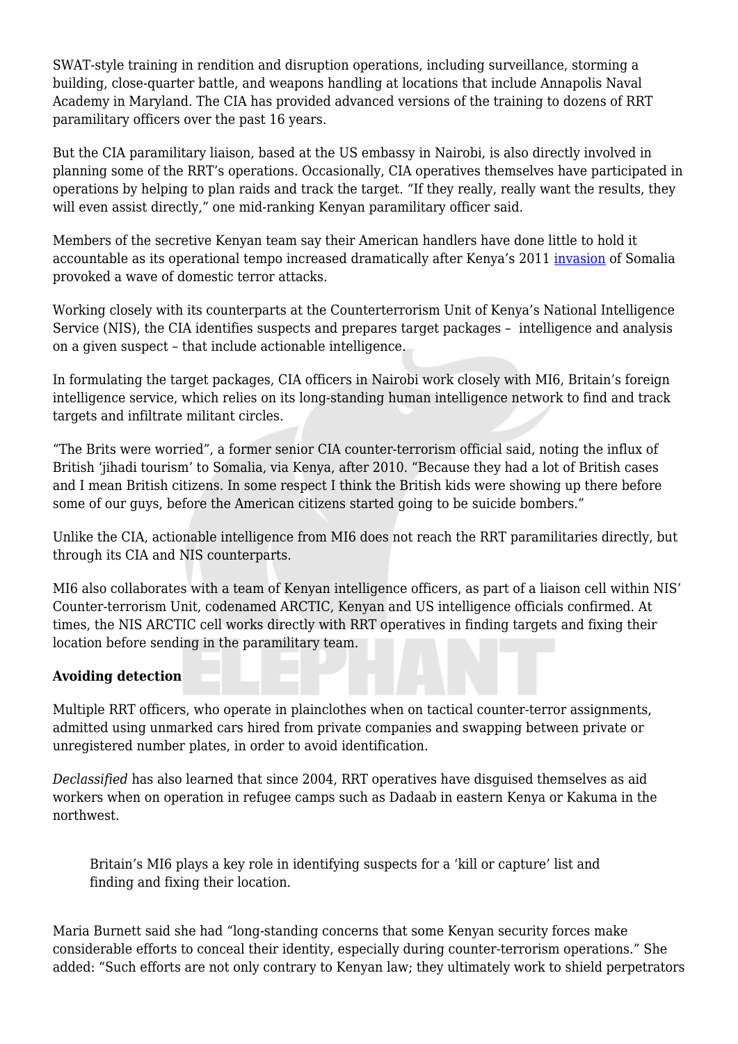SWAT-style training in rendition and disruption operations, including surveillance, storming a building, close-quarter battle, and weapons handling at locations that include Annapolis Naval Academy in Maryland. The CIA has provided advanced versions of the training to dozens of RRT paramilitary officers over the past 16 years.

But the CIA paramilitary liaison, based at the US embassy in Nairobi, is also directly involved in planning some of the RRT's operations. Occasionally, CIA operatives themselves have participated in operations by helping to plan raids and track the target. "If they really, really want the results, they will even assist directly," one mid-ranking Kenyan paramilitary officer said.

Members of the secretive Kenyan team say their American handlers have done little to hold it accountable as its operational tempo increased dramatically after Kenya's 2011 invasion of Somalia provoked a wave of domestic terror attacks.

Working closely with its counterparts at the Counterterrorism Unit of Kenya's National Intelligence Service (NIS), the CIA identifies suspects and prepares target packages – intelligence and analysis on a given suspect – that include actionable intelligence.

In formulating the target packages, CIA officers in Nairobi work closely with MI6, Britain's foreign intelligence service, which relies on its long-standing human intelligence network to find and track targets and infiltrate militant circles.

"The Brits were worried", a former senior CIA counter-terrorism official said, noting the influx of British 'jihadi tourism' to Somalia, via Kenya, after 2010. "Because they had a lot of British cases and I mean British citizens. In some respect I think the British kids were showing up there before some of our guys, before the American citizens started going to be suicide bombers."

Unlike the CIA, actionable intelligence from MI6 does not reach the RRT paramilitaries directly, but through its CIA and NIS counterparts.

MI6 also collaborates with a team of Kenyan intelligence officers, as part of a liaison cell within NIS' Counter-terrorism Unit, codenamed ARCTIC, Kenyan and US intelligence officials confirmed. At times, the NIS ARCTIC cell works directly with RRT operatives in finding targets and fixing their location before sending in the paramilitary team.

**Avoiding detection**

Multiple RRT officers, who operate in plainclothes when on tactical counter-terror assignments, admitted using unmarked cars hired from private companies and swapping between private or unregistered number plates, in order to avoid identification.

*Declassified* has also learned that since 2004, RRT operatives have disguised themselves as aid workers when on operation in refugee camps such as Dadaab in eastern Kenya or Kakuma in the northwest.

> Britain's MI6 plays a key role in identifying suspects for a 'kill or capture' list and finding and fixing their location.

Maria Burnett said she had "long-standing concerns that some Kenyan security forces make considerable efforts to conceal their identity, especially during counter-terrorism operations." She added: "Such efforts are not only contrary to Kenyan law; they ultimately work to shield perpetrators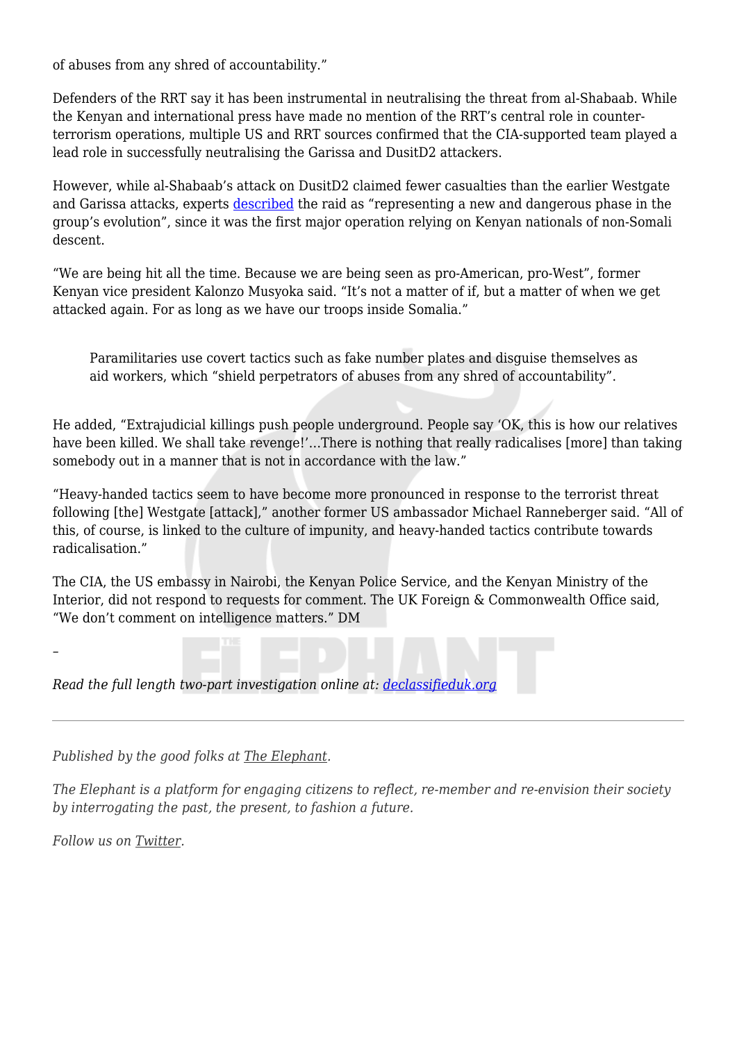of abuses from any shred of accountability."

Defenders of the RRT say it has been instrumental in neutralising the threat from al-Shabaab. While the Kenyan and international press have made no mention of the RRT's central role in counter-terrorism operations, multiple US and RRT sources confirmed that the CIA-supported team played a lead role in successfully neutralising the Garissa and DusitD2 attackers.

However, while al-Shabaab's attack on DusitD2 claimed fewer casualties than the earlier Westgate and Garissa attacks, experts [described](#) the raid as "representing a new and dangerous phase in the group's evolution", since it was the first major operation relying on Kenyan nationals of non-Somali descent.

"We are being hit all the time. Because we are being seen as pro-American, pro-West", former Kenyan vice president Kalonzo Musyoka said. "It's not a matter of if, but a matter of when we get attacked again. For as long as we have our troops inside Somalia."

> Paramilitaries use covert tactics such as fake number plates and disguise themselves as aid workers, which "shield perpetrators of abuses from any shred of accountability".

He added, "Extrajudicial killings push people underground. People say 'OK, this is how our relatives have been killed. We shall take revenge!'…There is nothing that really radicalises [more] than taking somebody out in a manner that is not in accordance with the law."

"Heavy-handed tactics seem to have become more pronounced in response to the terrorist threat following [the] Westgate [attack]," another former US ambassador Michael Ranneberger said. "All of this, of course, is linked to the culture of impunity, and heavy-handed tactics contribute towards radicalisation."

The CIA, the US embassy in Nairobi, the Kenyan Police Service, and the Kenyan Ministry of the Interior, did not respond to requests for comment. The UK Foreign & Commonwealth Office said, "We don't comment on intelligence matters." DM

–

*Read the full length two-part investigation online at: [declassifieduk.org](#)*

---

*Published by the good folks at The Elephant.*

*The Elephant is a platform for engaging citizens to reflect, re-member and re-envision their society by interrogating the past, the present, to fashion a future.*

*Follow us on Twitter.*